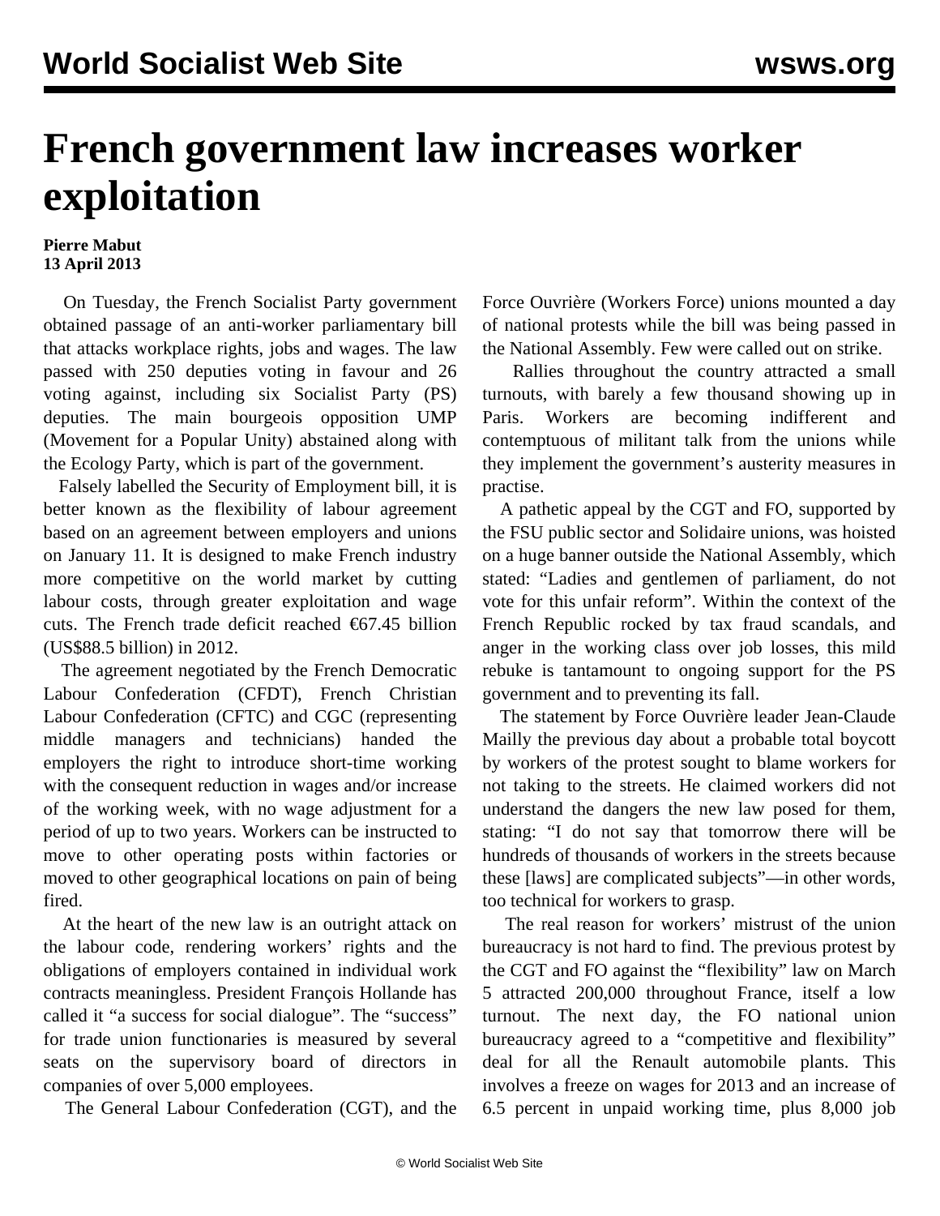# French government law increases worker exploitation

**Pierre Mabut**
**13 April 2013**

On Tuesday, the French Socialist Party government obtained passage of an anti-worker parliamentary bill that attacks workplace rights, jobs and wages. The law passed with 250 deputies voting in favour and 26 voting against, including six Socialist Party (PS) deputies. The main bourgeois opposition UMP (Movement for a Popular Unity) abstained along with the Ecology Party, which is part of the government.

Falsely labelled the Security of Employment bill, it is better known as the flexibility of labour agreement based on an agreement between employers and unions on January 11. It is designed to make French industry more competitive on the world market by cutting labour costs, through greater exploitation and wage cuts. The French trade deficit reached €67.45 billion (US$88.5 billion) in 2012.

The agreement negotiated by the French Democratic Labour Confederation (CFDT), French Christian Labour Confederation (CFTC) and CGC (representing middle managers and technicians) handed the employers the right to introduce short-time working with the consequent reduction in wages and/or increase of the working week, with no wage adjustment for a period of up to two years. Workers can be instructed to move to other operating posts within factories or moved to other geographical locations on pain of being fired.

At the heart of the new law is an outright attack on the labour code, rendering workers' rights and the obligations of employers contained in individual work contracts meaningless. President François Hollande has called it "a success for social dialogue". The "success" for trade union functionaries is measured by several seats on the supervisory board of directors in companies of over 5,000 employees.

The General Labour Confederation (CGT), and the Force Ouvrière (Workers Force) unions mounted a day of national protests while the bill was being passed in the National Assembly. Few were called out on strike.

Rallies throughout the country attracted a small turnouts, with barely a few thousand showing up in Paris. Workers are becoming indifferent and contemptuous of militant talk from the unions while they implement the government's austerity measures in practise.

A pathetic appeal by the CGT and FO, supported by the FSU public sector and Solidaire unions, was hoisted on a huge banner outside the National Assembly, which stated: "Ladies and gentlemen of parliament, do not vote for this unfair reform". Within the context of the French Republic rocked by tax fraud scandals, and anger in the working class over job losses, this mild rebuke is tantamount to ongoing support for the PS government and to preventing its fall.

The statement by Force Ouvrière leader Jean-Claude Mailly the previous day about a probable total boycott by workers of the protest sought to blame workers for not taking to the streets. He claimed workers did not understand the dangers the new law posed for them, stating: "I do not say that tomorrow there will be hundreds of thousands of workers in the streets because these [laws] are complicated subjects"—in other words, too technical for workers to grasp.

The real reason for workers' mistrust of the union bureaucracy is not hard to find. The previous protest by the CGT and FO against the "flexibility" law on March 5 attracted 200,000 throughout France, itself a low turnout. The next day, the FO national union bureaucracy agreed to a "competitive and flexibility" deal for all the Renault automobile plants. This involves a freeze on wages for 2013 and an increase of 6.5 percent in unpaid working time, plus 8,000 job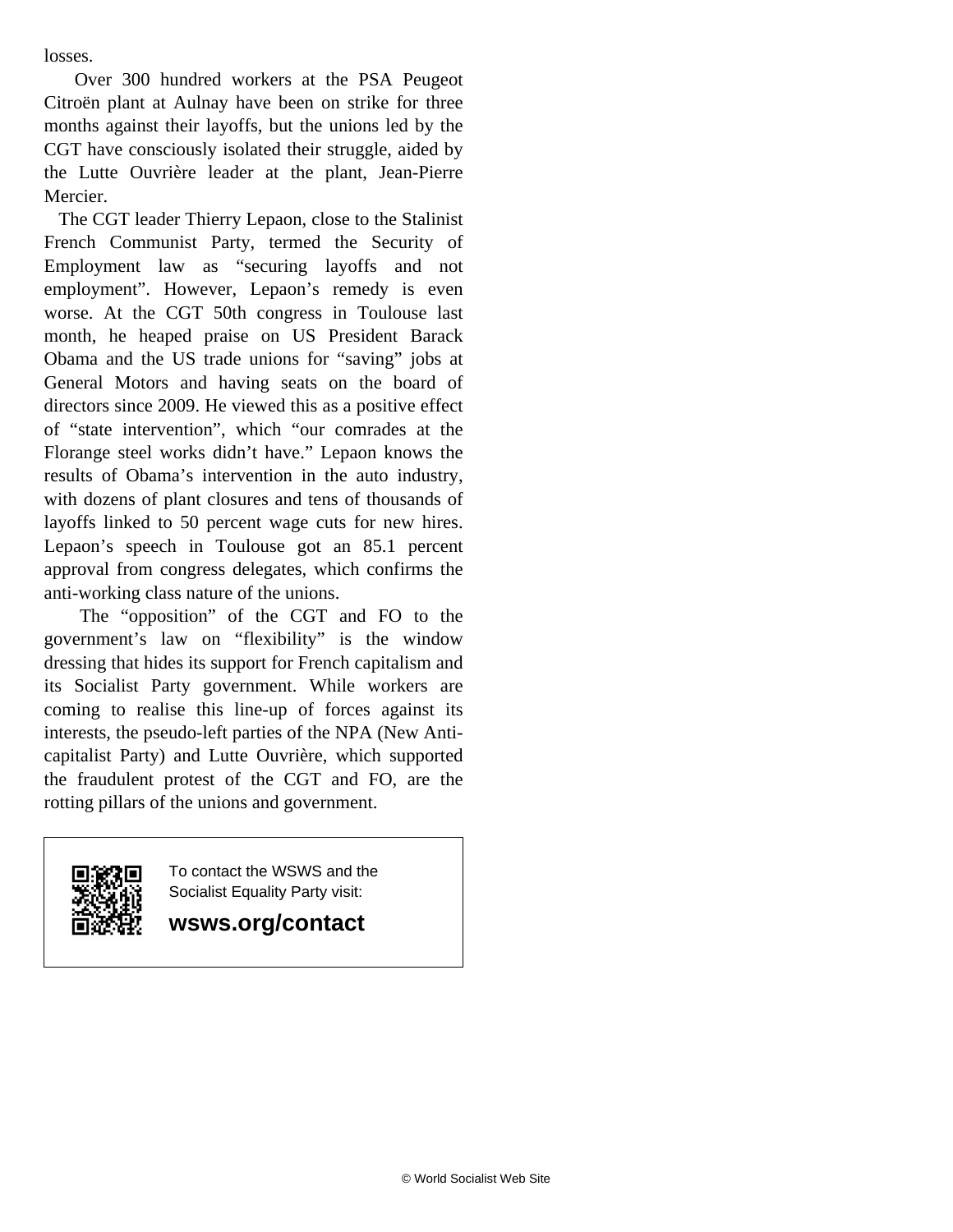losses.

Over 300 hundred workers at the PSA Peugeot Citroën plant at Aulnay have been on strike for three months against their layoffs, but the unions led by the CGT have consciously isolated their struggle, aided by the Lutte Ouvrière leader at the plant, Jean-Pierre Mercier.

The CGT leader Thierry Lepaon, close to the Stalinist French Communist Party, termed the Security of Employment law as “securing layoffs and not employment”. However, Lepaon’s remedy is even worse. At the CGT 50th congress in Toulouse last month, he heaped praise on US President Barack Obama and the US trade unions for “saving” jobs at General Motors and having seats on the board of directors since 2009. He viewed this as a positive effect of “state intervention”, which “our comrades at the Florange steel works didn’t have.” Lepaon knows the results of Obama’s intervention in the auto industry, with dozens of plant closures and tens of thousands of layoffs linked to 50 percent wage cuts for new hires. Lepaon’s speech in Toulouse got an 85.1 percent approval from congress delegates, which confirms the anti-working class nature of the unions.

The “opposition” of the CGT and FO to the government’s law on “flexibility” is the window dressing that hides its support for French capitalism and its Socialist Party government. While workers are coming to realise this line-up of forces against its interests, the pseudo-left parties of the NPA (New Anti-capitalist Party) and Lutte Ouvrière, which supported the fraudulent protest of the CGT and FO, are the rotting pillars of the unions and government.

To contact the WSWS and the Socialist Equality Party visit:

**wsws.org/contact**